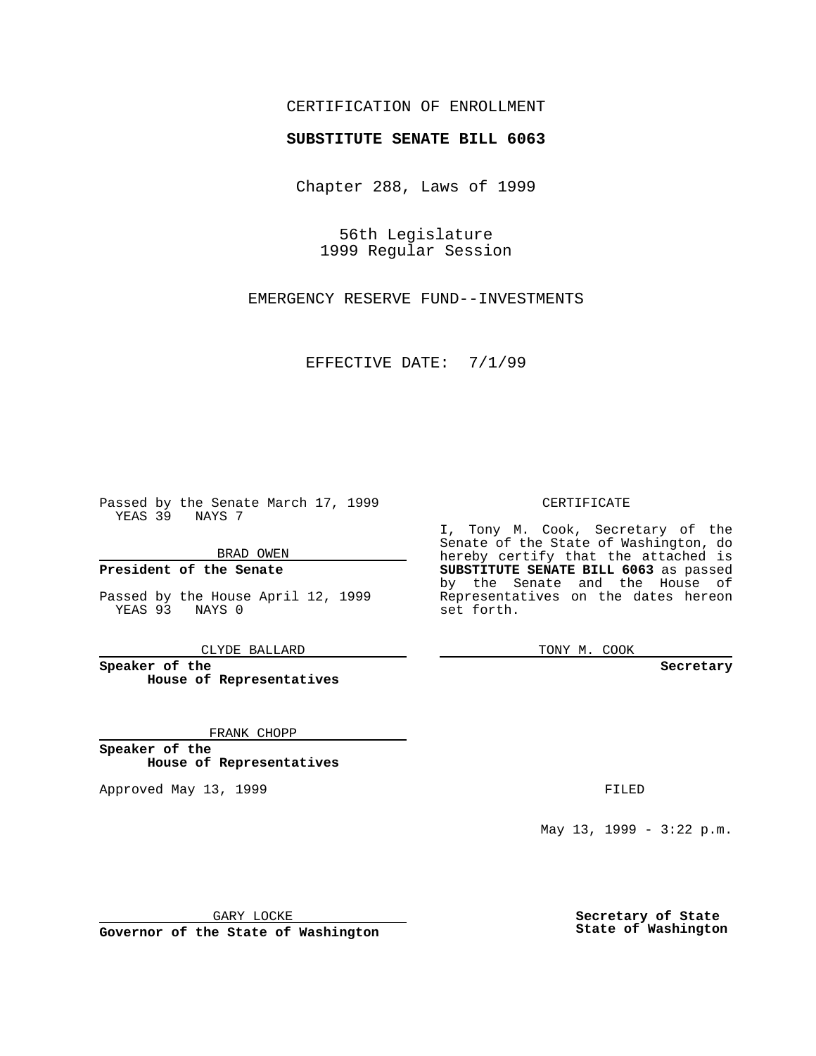CERTIFICATION OF ENROLLMENT

**SUBSTITUTE SENATE BILL 6063**

Chapter 288, Laws of 1999

56th Legislature
1999 Regular Session

EMERGENCY RESERVE FUND--INVESTMENTS

EFFECTIVE DATE: 7/1/99

Passed by the Senate March 17, 1999
YEAS 39 NAYS 7

BRAD OWEN

**President of the Senate**

Passed by the House April 12, 1999
YEAS 93 NAYS 0

CLYDE BALLARD

**Speaker of the House of Representatives**

FRANK CHOPP

**Speaker of the House of Representatives**

Approved May 13, 1999

GARY LOCKE

**Governor of the State of Washington**

CERTIFICATE

I, Tony M. Cook, Secretary of the Senate of the State of Washington, do hereby certify that the attached is **SUBSTITUTE SENATE BILL 6063** as passed by the Senate and the House of Representatives on the dates hereon set forth.

TONY M. COOK

**Secretary**

FILED

May 13, 1999 - 3:22 p.m.

**Secretary of State State of Washington**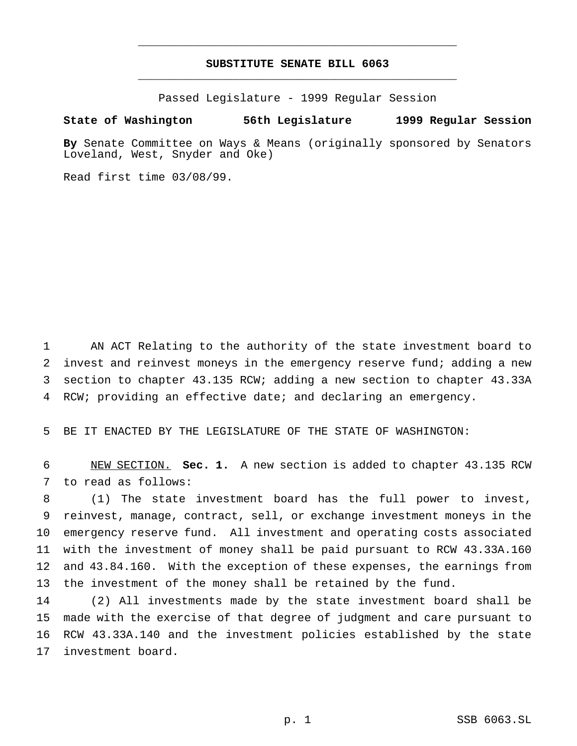# SUBSTITUTE SENATE BILL 6063

Passed Legislature - 1999 Regular Session

**State of Washington 56th Legislature 1999 Regular Session**

**By** Senate Committee on Ways & Means (originally sponsored by Senators Loveland, West, Snyder and Oke)

Read first time 03/08/99.

1 AN ACT Relating to the authority of the state investment board to
2 invest and reinvest moneys in the emergency reserve fund; adding a new
3 section to chapter 43.135 RCW; adding a new section to chapter 43.33A
4 RCW; providing an effective date; and declaring an emergency.

5 BE IT ENACTED BY THE LEGISLATURE OF THE STATE OF WASHINGTON:

6 NEW SECTION. **Sec. 1.** A new section is added to chapter 43.135 RCW
7 to read as follows:

8 (1) The state investment board has the full power to invest,
9 reinvest, manage, contract, sell, or exchange investment moneys in the
10 emergency reserve fund. All investment and operating costs associated
11 with the investment of money shall be paid pursuant to RCW 43.33A.160
12 and 43.84.160. With the exception of these expenses, the earnings from
13 the investment of the money shall be retained by the fund.

14 (2) All investments made by the state investment board shall be
15 made with the exercise of that degree of judgment and care pursuant to
16 RCW 43.33A.140 and the investment policies established by the state
17 investment board.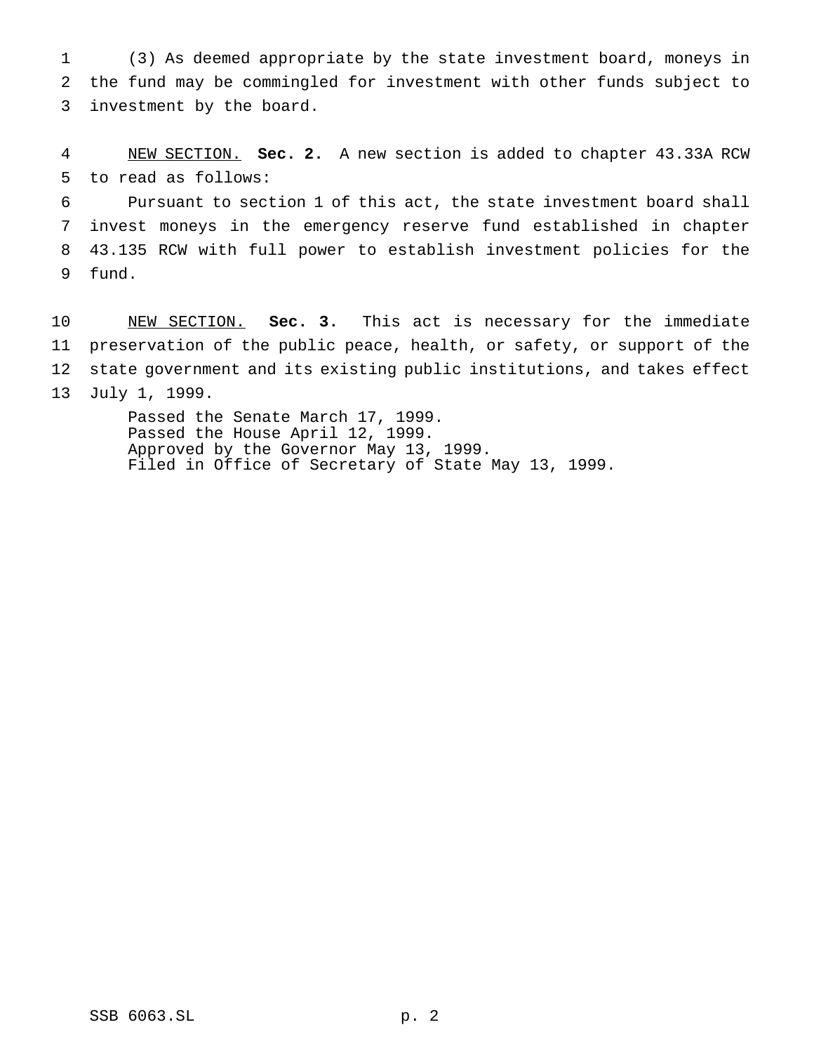(3) As deemed appropriate by the state investment board, moneys in the fund may be commingled for investment with other funds subject to investment by the board.

NEW SECTION. **Sec. 2.** A new section is added to chapter 43.33A RCW to read as follows:

Pursuant to section 1 of this act, the state investment board shall invest moneys in the emergency reserve fund established in chapter 43.135 RCW with full power to establish investment policies for the fund.

NEW SECTION. **Sec. 3.** This act is necessary for the immediate preservation of the public peace, health, or safety, or support of the state government and its existing public institutions, and takes effect July 1, 1999.

Passed the Senate March 17, 1999.
Passed the House April 12, 1999.
Approved by the Governor May 13, 1999.
Filed in Office of Secretary of State May 13, 1999.